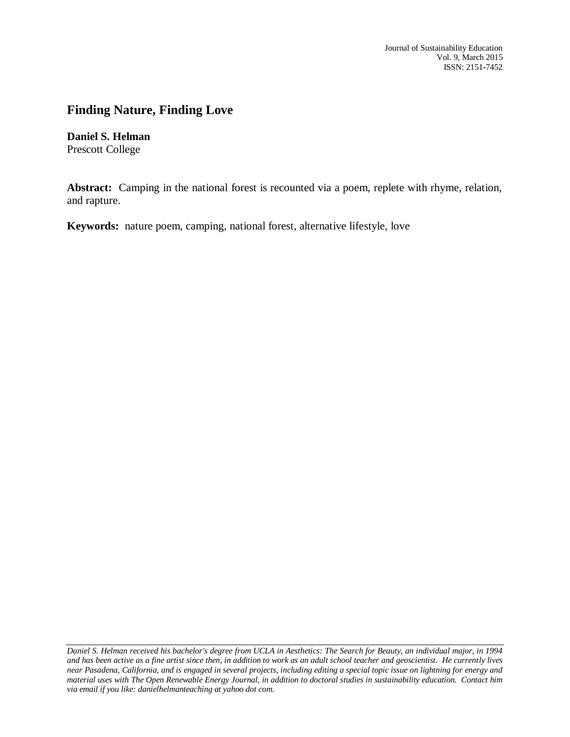# Finding Nature, Finding Love

**Daniel S. Helman**
Prescott College

**Abstract:** Camping in the national forest is recounted via a poem, replete with rhyme, relation, and rapture.

**Keywords:** nature poem, camping, national forest, alternative lifestyle, love

*Daniel S. Helman received his bachelor's degree from UCLA in Aesthetics: The Search for Beauty, an individual major, in 1994 and has been active as a fine artist since then, in addition to work as an adult school teacher and geoscientist. He currently lives near Pasadena, California, and is engaged in several projects, including editing a special topic issue on lightning for energy and material uses with The Open Renewable Energy Journal, in addition to doctoral studies in sustainability education. Contact him via email if you like: danielhelmanteaching at yahoo dot com.*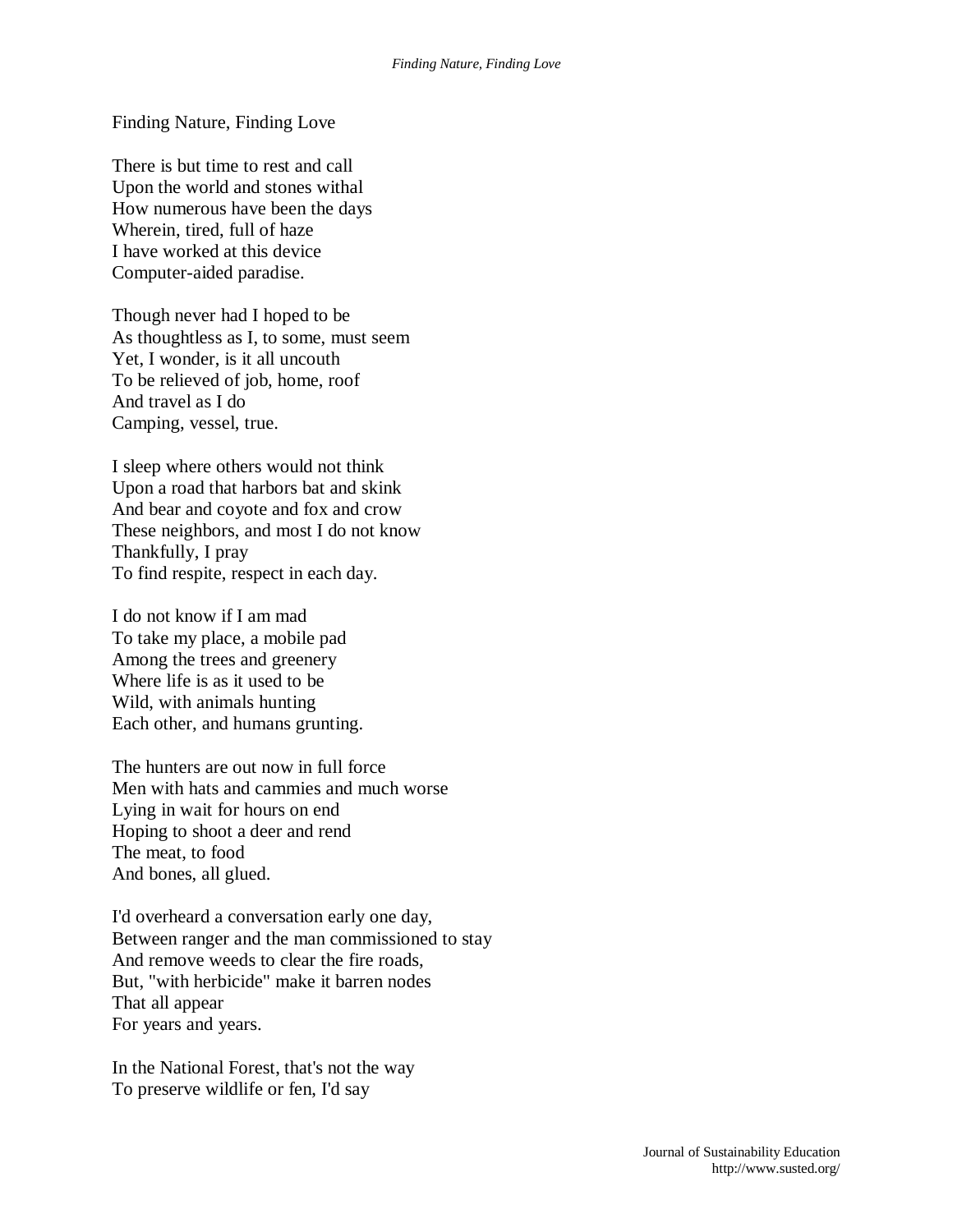Finding Nature, Finding Love

There is but time to rest and call  
Upon the world and stones withal  
How numerous have been the days  
Wherein, tired, full of haze  
I have worked at this device  
Computer-aided paradise.

Though never had I hoped to be  
As thoughtless as I, to some, must seem  
Yet, I wonder, is it all uncouth  
To be relieved of job, home, roof  
And travel as I do  
Camping, vessel, true.

I sleep where others would not think  
Upon a road that harbors bat and skink  
And bear and coyote and fox and crow  
These neighbors, and most I do not know  
Thankfully, I pray  
To find respite, respect in each day.

I do not know if I am mad  
To take my place, a mobile pad  
Among the trees and greenery  
Where life is as it used to be  
Wild, with animals hunting  
Each other, and humans grunting.

The hunters are out now in full force  
Men with hats and cammies and much worse  
Lying in wait for hours on end  
Hoping to shoot a deer and rend  
The meat, to food  
And bones, all glued.

I'd overheard a conversation early one day,  
Between ranger and the man commissioned to stay  
And remove weeds to clear the fire roads,  
But, "with herbicide" make it barren nodes  
That all appear  
For years and years.

In the National Forest, that's not the way  
To preserve wildlife or fen, I'd say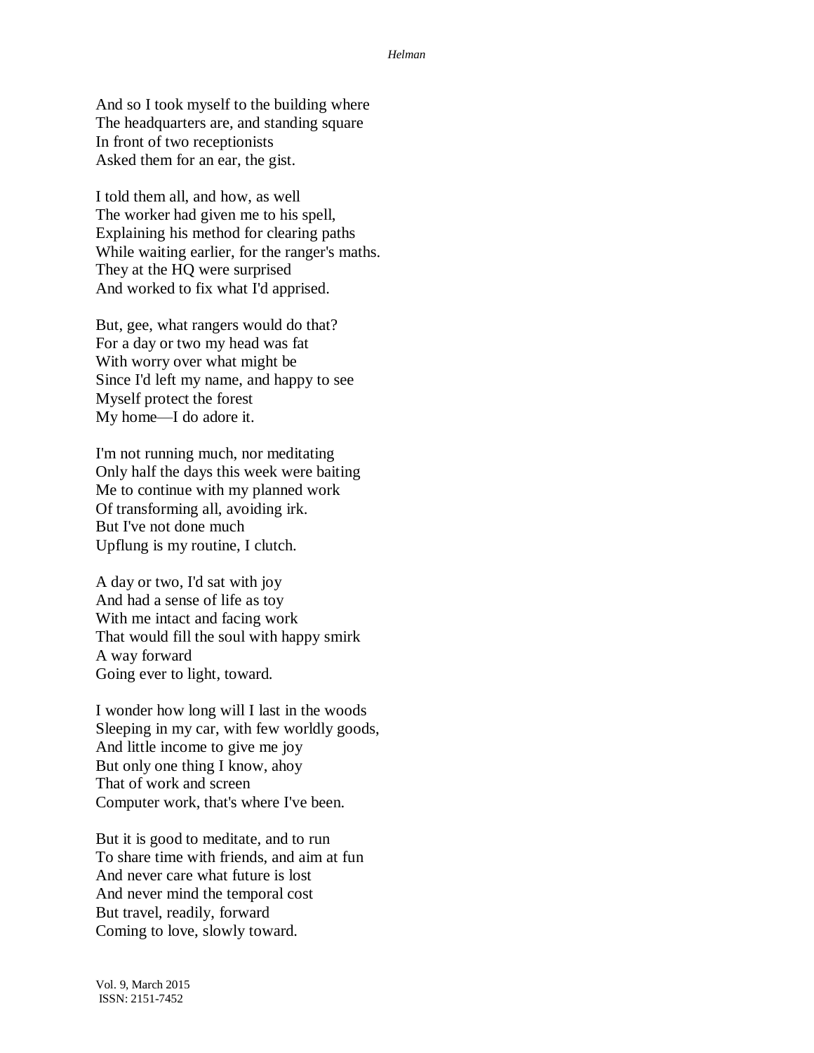And so I took myself to the building where
The headquarters are, and standing square
In front of two receptionists
Asked them for an ear, the gist.

I told them all, and how, as well
The worker had given me to his spell,
Explaining his method for clearing paths
While waiting earlier, for the ranger's maths.
They at the HQ were surprised
And worked to fix what I'd apprised.

But, gee, what rangers would do that?
For a day or two my head was fat
With worry over what might be
Since I'd left my name, and happy to see
Myself protect the forest
My home—I do adore it.

I'm not running much, nor meditating
Only half the days this week were baiting
Me to continue with my planned work
Of transforming all, avoiding irk.
But I've not done much
Upflung is my routine, I clutch.

A day or two, I'd sat with joy
And had a sense of life as toy
With me intact and facing work
That would fill the soul with happy smirk
A way forward
Going ever to light, toward.

I wonder how long will I last in the woods
Sleeping in my car, with few worldly goods,
And little income to give me joy
But only one thing I know, ahoy
That of work and screen
Computer work, that's where I've been.

But it is good to meditate, and to run
To share time with friends, and aim at fun
And never care what future is lost
And never mind the temporal cost
But travel, readily, forward
Coming to love, slowly toward.